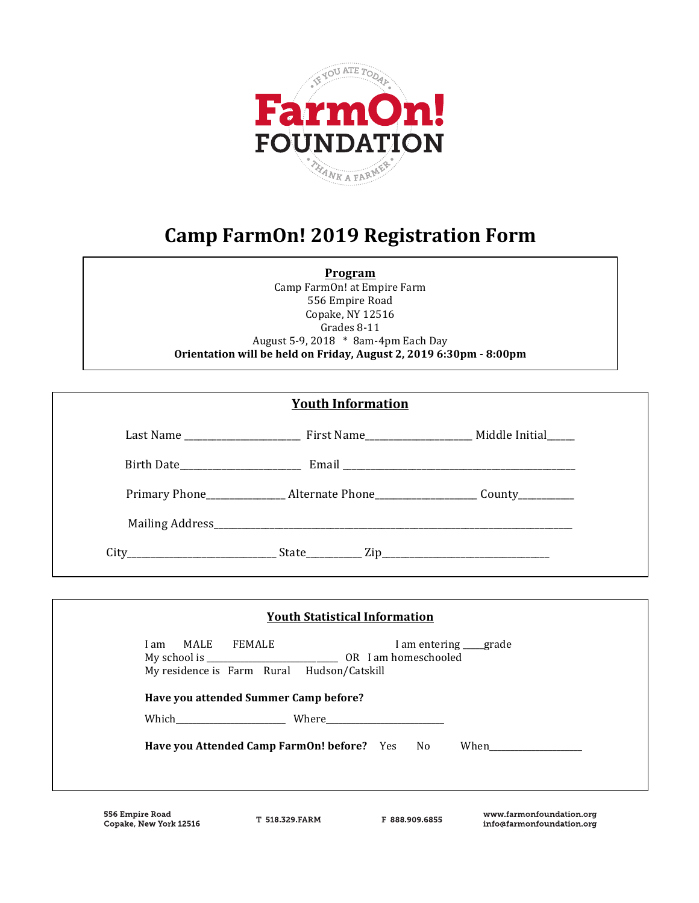FarmOn! FOUNDATION

IF YOU ATE TODAY · THANK A FARMER

# Camp FarmOn! 2019 Registration Form

**Program**

Camp FarmOn! at Empire Farm
556 Empire Road
Copake, NY 12516
Grades 8-11
August 5-9, 2018 * 8am-4pm Each Day
**Orientation will be held on Friday, August 2, 2019 6:30pm - 8:00pm**

## Youth Information

Last Name ______________________ First Name____________________ Middle Initial_____

Birth Date______________________ Email ____________________________________________

Primary Phone______________ Alternate Phone__________________ County__________

Mailing Address____________________________________________________________________

City____________________________ State__________ Zip________________________________

## Youth Statistical Information

I am MALE FEMALE I am entering ____grade
My school is _________________________ OR I am homeschooled
My residence is Farm Rural Hudson/Catskill

**Have you attended Summer Camp before?**

Which_____________________ Where______________________

**Have you Attended Camp FarmOn! before?** Yes No When__________________

556 Empire Road
Copake, New York 12516

T 518.329.FARM

F 888.909.6855

www.farmonfoundation.org
info@farmonfoundation.org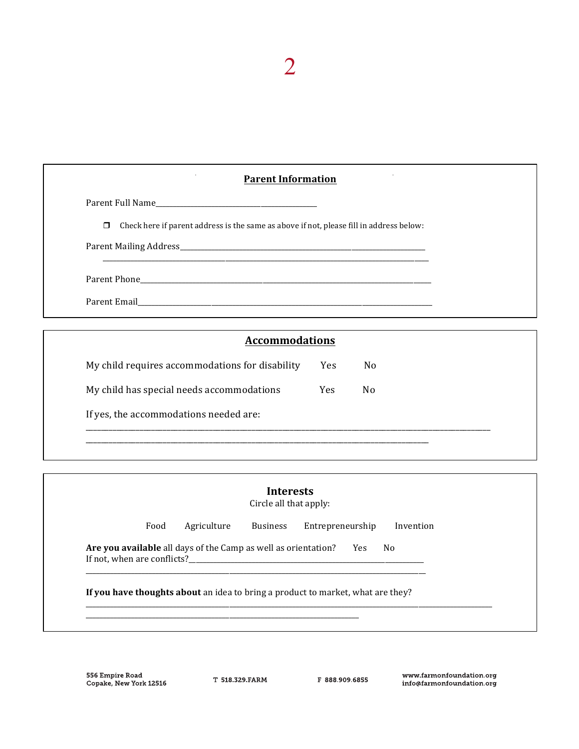## Parent Information

Parent Full Name_______________________________________________

❒ Check here if parent address is the same as above if not, please fill in address below:

Parent Mailing Address_______________________________________________________________

_______________________________________________________________________________

Parent Phone___________________________________________________________________

Parent Email___________________________________________________________________

## Accommodations

My child requires accommodations for disability Yes No

My child has special needs accommodations Yes No

If yes, the accommodations needed are:

_______________________________________________________________________________

_______________________________________________________________________________

## Interests

Circle all that apply:

Food Agriculture Business Entrepreneurship Invention

**Are you available** all days of the Camp as well as orientation? Yes No

If not, when are conflicts?_______________________________________________________

_______________________________________________________________________________

**If you have thoughts about** an idea to bring a product to market, what are they?

_______________________________________________________________________________

_______________________________________________________________________________

556 Empire Road
Copake, New York 12516

T 518.329.FARM

F 888.909.6855

www.farmonfoundation.org
info@farmonfoundation.org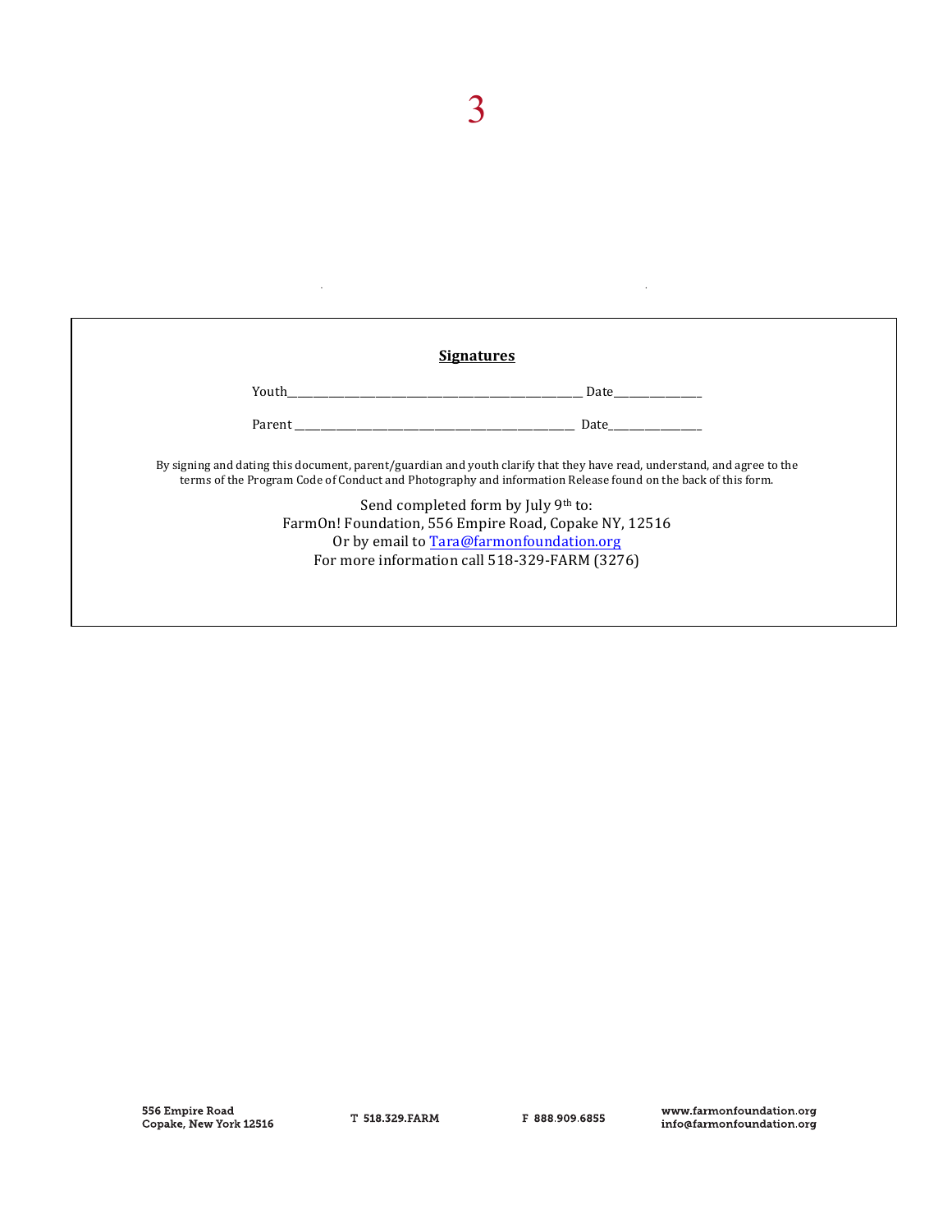## Signatures

Youth\_\_\_\_\_\_\_\_\_\_\_\_\_\_\_\_\_\_\_\_\_\_\_\_\_\_\_\_\_\_\_\_\_\_\_\_\_\_\_\_\_\_\_\_\_\_\_\_ Date\_\_\_\_\_\_\_\_\_\_\_\_\_\_\_

Parent \_\_\_\_\_\_\_\_\_\_\_\_\_\_\_\_\_\_\_\_\_\_\_\_\_\_\_\_\_\_\_\_\_\_\_\_\_\_\_\_\_\_\_\_\_\_\_\_ Date\_\_\_\_\_\_\_\_\_\_\_\_\_\_\_\_

By signing and dating this document, parent/guardian and youth clarify that they have read, understand, and agree to the terms of the Program Code of Conduct and Photography and information Release found on the back of this form.

Send completed form by July 9th to:
FarmOn! Foundation, 556 Empire Road, Copake NY, 12516
Or by email to Tara@farmonfoundation.org
For more information call 518-329-FARM (3276)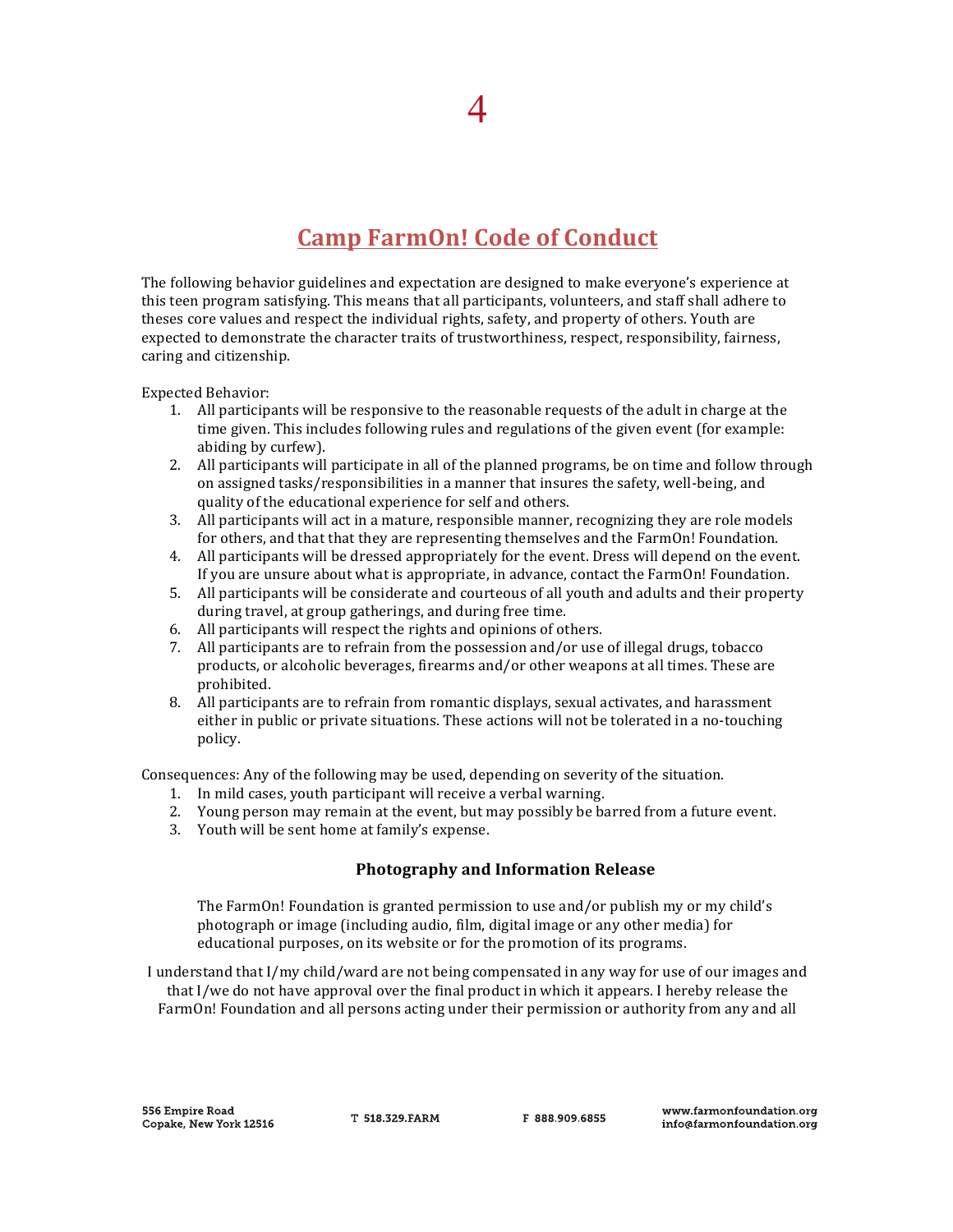# Camp FarmOn! Code of Conduct

The following behavior guidelines and expectation are designed to make everyone's experience at this teen program satisfying. This means that all participants, volunteers, and staff shall adhere to theses core values and respect the individual rights, safety, and property of others. Youth are expected to demonstrate the character traits of trustworthiness, respect, responsibility, fairness, caring and citizenship.

Expected Behavior:

1. All participants will be responsive to the reasonable requests of the adult in charge at the time given. This includes following rules and regulations of the given event (for example: abiding by curfew).
2. All participants will participate in all of the planned programs, be on time and follow through on assigned tasks/responsibilities in a manner that insures the safety, well-being, and quality of the educational experience for self and others.
3. All participants will act in a mature, responsible manner, recognizing they are role models for others, and that that they are representing themselves and the FarmOn! Foundation.
4. All participants will be dressed appropriately for the event. Dress will depend on the event. If you are unsure about what is appropriate, in advance, contact the FarmOn! Foundation.
5. All participants will be considerate and courteous of all youth and adults and their property during travel, at group gatherings, and during free time.
6. All participants will respect the rights and opinions of others.
7. All participants are to refrain from the possession and/or use of illegal drugs, tobacco products, or alcoholic beverages, firearms and/or other weapons at all times. These are prohibited.
8. All participants are to refrain from romantic displays, sexual activates, and harassment either in public or private situations. These actions will not be tolerated in a no-touching policy.

Consequences: Any of the following may be used, depending on severity of the situation.

1. In mild cases, youth participant will receive a verbal warning.
2. Young person may remain at the event, but may possibly be barred from a future event.
3. Youth will be sent home at family's expense.

### Photography and Information Release

The FarmOn! Foundation is granted permission to use and/or publish my or my child's photograph or image (including audio, film, digital image or any other media) for educational purposes, on its website or for the promotion of its programs.

I understand that I/my child/ward are not being compensated in any way for use of our images and that I/we do not have approval over the final product in which it appears. I hereby release the FarmOn! Foundation and all persons acting under their permission or authority from any and all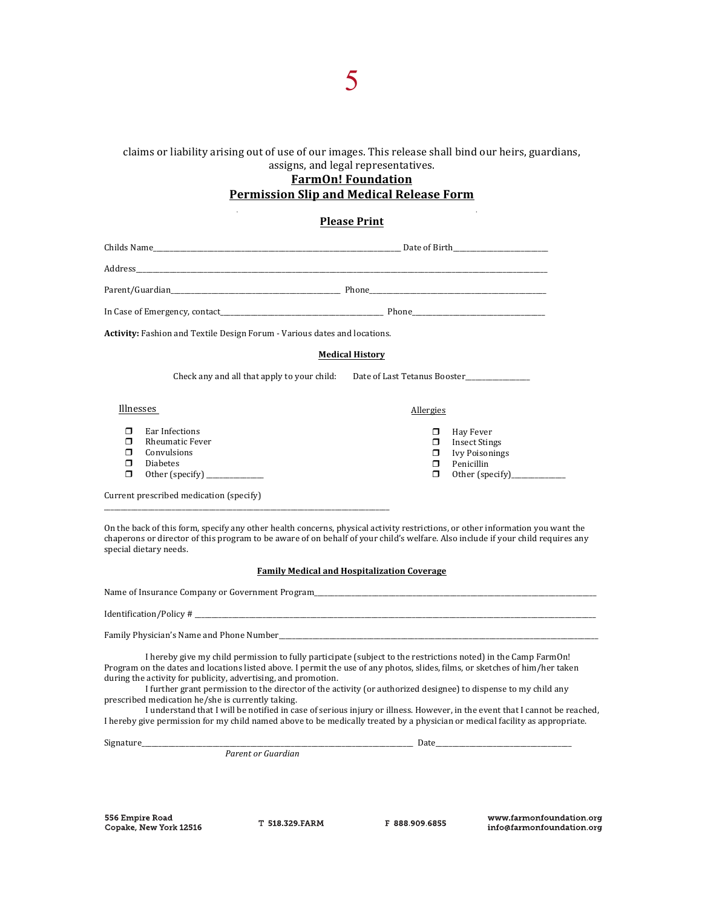claims or liability arising out of use of our images. This release shall bind our heirs, guardians, assigns, and legal representatives.

**FarmOn! Foundation**

**Permission Slip and Medical Release Form**

**Please Print**

Childs Name_______________________________________________ Date of Birth____________________

Address___________________________________________________________________________

Parent/Guardian_________________________________ Phone________________________________

In Case of Emergency, contact______________________________ Phone__________________________

**Activity:** Fashion and Textile Design Forum - Various dates and locations.

**Medical History**

Check any and all that apply to your child: Date of Last Tetanus Booster______________

Illnesses

- ❒ Ear Infections
- ❒ Rheumatic Fever
- ❒ Convulsions
- ❒ Diabetes
- ❒ Other (specify) _____________

Allergies

- ❒ Hay Fever
- ❒ Insect Stings
- ❒ Ivy Poisonings
- ❒ Penicillin
- ❒ Other (specify)_____________

Current prescribed medication (specify)
_______________________________________________________________

On the back of this form, specify any other health concerns, physical activity restrictions, or other information you want the chaperons or director of this program to be aware of on behalf of your child's welfare. Also include if your child requires any special dietary needs.

**Family Medical and Hospitalization Coverage**

Name of Insurance Company or Government Program_____________________________________________

Identification/Policy # ____________________________________________________________________

Family Physician's Name and Phone Number___________________________________________________

I hereby give my child permission to fully participate (subject to the restrictions noted) in the Camp FarmOn! Program on the dates and locations listed above. I permit the use of any photos, slides, films, or sketches of him/her taken during the activity for publicity, advertising, and promotion.

I further grant permission to the director of the activity (or authorized designee) to dispense to my child any prescribed medication he/she is currently taking.

I understand that I will be notified in case of serious injury or illness. However, in the event that I cannot be reached, I hereby give permission for my child named above to be medically treated by a physician or medical facility as appropriate.

Signature_________________________________________________ Date________________________

*Parent or Guardian*

556 Empire Road
Copake, New York 12516

T 518.329.FARM

F 888.909.6855

www.farmonfoundation.org
info@farmonfoundation.org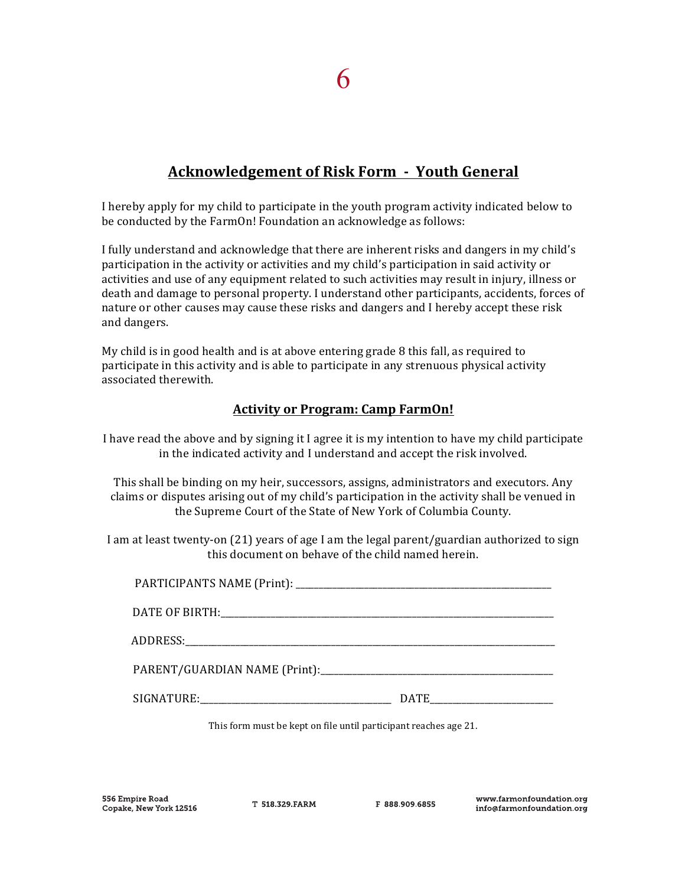## Acknowledgement of Risk Form - Youth General

I hereby apply for my child to participate in the youth program activity indicated below to be conducted by the FarmOn! Foundation an acknowledge as follows:

I fully understand and acknowledge that there are inherent risks and dangers in my child's participation in the activity or activities and my child's participation in said activity or activities and use of any equipment related to such activities may result in injury, illness or death and damage to personal property. I understand other participants, accidents, forces of nature or other causes may cause these risks and dangers and I hereby accept these risk and dangers.

My child is in good health and is at above entering grade 8 this fall, as required to participate in this activity and is able to participate in any strenuous physical activity associated therewith.

### Activity or Program: Camp FarmOn!

I have read the above and by signing it I agree it is my intention to have my child participate in the indicated activity and I understand and accept the risk involved.

This shall be binding on my heir, successors, assigns, administrators and executors. Any claims or disputes arising out of my child's participation in the activity shall be venued in the Supreme Court of the State of New York of Columbia County.

I am at least twenty-on (21) years of age I am the legal parent/guardian authorized to sign this document on behave of the child named herein.

PARTICIPANTS NAME (Print): ______________________________

DATE OF BIRTH: ______________________________

ADDRESS: ______________________________

PARENT/GUARDIAN NAME (Print): ______________________________

SIGNATURE: ______________________ DATE ______________

This form must be kept on file until participant reaches age 21.

556 Empire Road
Copake, New York 12516

T 518.329.FARM

F 888.909.6855

www.farmonfoundation.org
info@farmonfoundation.org